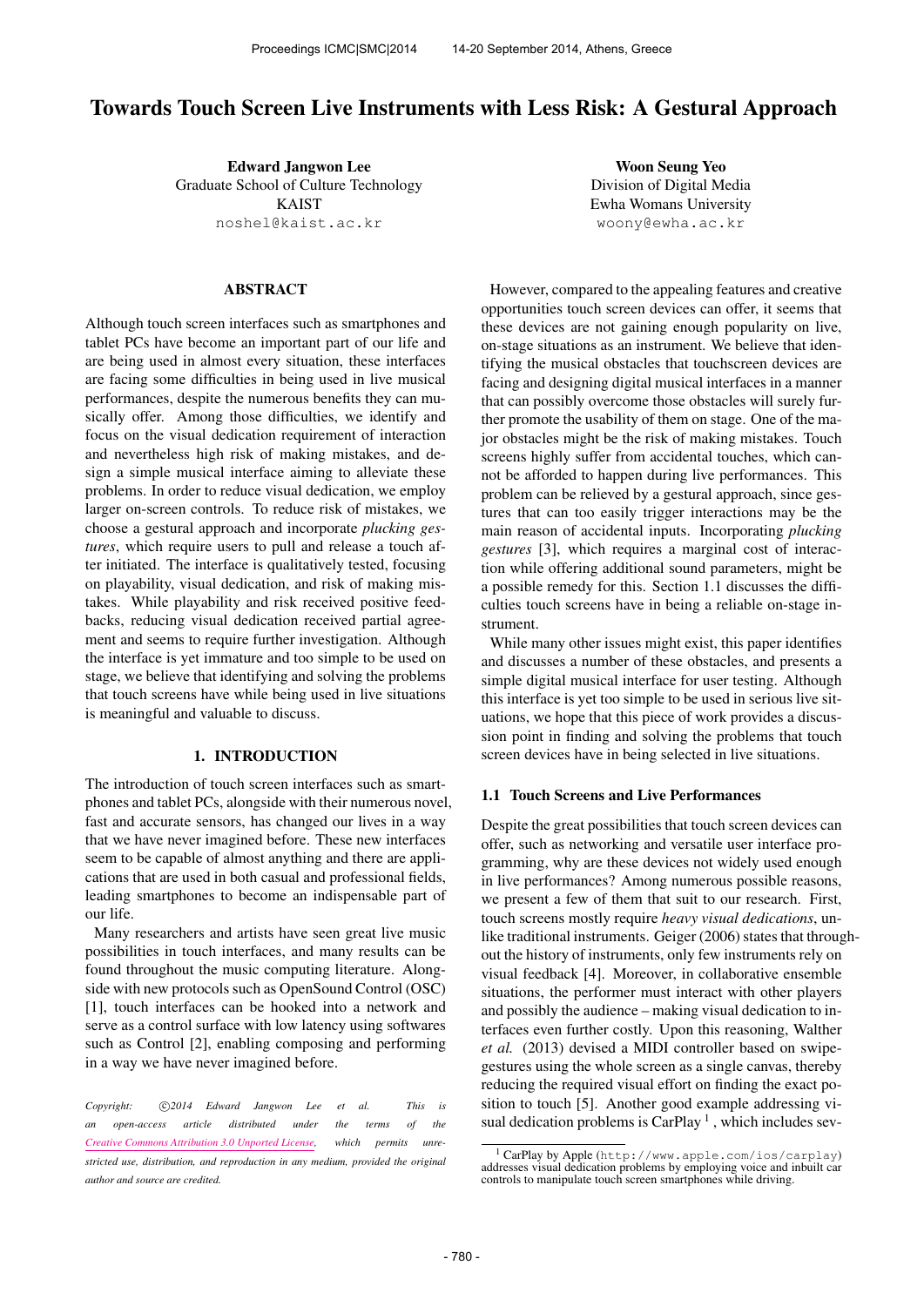# Towards Touch Screen Live Instruments with Less Risk: A Gestural Approach

**Edward Jangwon Lee**
Graduate School of Culture Technology
KAIST
noshel@kaist.ac.kr

**Woon Seung Yeo**
Division of Digital Media
Ewha Womans University
woony@ewha.ac.kr

## ABSTRACT

Although touch screen interfaces such as smartphones and tablet PCs have become an important part of our life and are being used in almost every situation, these interfaces are facing some difficulties in being used in live musical performances, despite the numerous benefits they can musically offer. Among those difficulties, we identify and focus on the visual dedication requirement of interaction and nevertheless high risk of making mistakes, and design a simple musical interface aiming to alleviate these problems. In order to reduce visual dedication, we employ larger on-screen controls. To reduce risk of mistakes, we choose a gestural approach and incorporate *plucking gestures*, which require users to pull and release a touch after initiated. The interface is qualitatively tested, focusing on playability, visual dedication, and risk of making mistakes. While playability and risk received positive feedbacks, reducing visual dedication received partial agreement and seems to require further investigation. Although the interface is yet immature and too simple to be used on stage, we believe that identifying and solving the problems that touch screens have while being used in live situations is meaningful and valuable to discuss.

## 1. INTRODUCTION

The introduction of touch screen interfaces such as smartphones and tablet PCs, alongside with their numerous novel, fast and accurate sensors, has changed our lives in a way that we have never imagined before. These new interfaces seem to be capable of almost anything and there are applications that are used in both casual and professional fields, leading smartphones to become an indispensable part of our life.

Many researchers and artists have seen great live music possibilities in touch interfaces, and many results can be found throughout the music computing literature. Alongside with new protocols such as OpenSound Control (OSC) [1], touch interfaces can be hooked into a network and serve as a control surface with low latency using softwares such as Control [2], enabling composing and performing in a way we have never imagined before.

*Copyright: ©2014 Edward Jangwon Lee et al. This is an open-access article distributed under the terms of the Creative Commons Attribution 3.0 Unported License, which permits unrestricted use, distribution, and reproduction in any medium, provided the original author and source are credited.*

However, compared to the appealing features and creative opportunities touch screen devices can offer, it seems that these devices are not gaining enough popularity on live, on-stage situations as an instrument. We believe that identifying the musical obstacles that touchscreen devices are facing and designing digital musical interfaces in a manner that can possibly overcome those obstacles will surely further promote the usability of them on stage. One of the major obstacles might be the risk of making mistakes. Touch screens highly suffer from accidental touches, which cannot be afforded to happen during live performances. This problem can be relieved by a gestural approach, since gestures that can too easily trigger interactions may be the main reason of accidental inputs. Incorporating *plucking gestures* [3], which requires a marginal cost of interaction while offering additional sound parameters, might be a possible remedy for this. Section 1.1 discusses the difficulties touch screens have in being a reliable on-stage instrument.

While many other issues might exist, this paper identifies and discusses a number of these obstacles, and presents a simple digital musical interface for user testing. Although this interface is yet too simple to be used in serious live situations, we hope that this piece of work provides a discussion point in finding and solving the problems that touch screen devices have in being selected in live situations.

### 1.1 Touch Screens and Live Performances

Despite the great possibilities that touch screen devices can offer, such as networking and versatile user interface programming, why are these devices not widely used enough in live performances? Among numerous possible reasons, we present a few of them that suit to our research. First, touch screens mostly require *heavy visual dedications*, unlike traditional instruments. Geiger (2006) states that throughout the history of instruments, only few instruments rely on visual feedback [4]. Moreover, in collaborative ensemble situations, the performer must interact with other players and possibly the audience – making visual dedication to interfaces even further costly. Upon this reasoning, Walther *et al.* (2013) devised a MIDI controller based on swipe-gestures using the whole screen as a single canvas, thereby reducing the required visual effort on finding the exact position to touch [5]. Another good example addressing visual dedication problems is CarPlay [1], which includes sev-

[1] CarPlay by Apple (http://www.apple.com/ios/carplay) addresses visual dedication problems by employing voice and inbuilt car controls to manipulate touch screen smartphones while driving.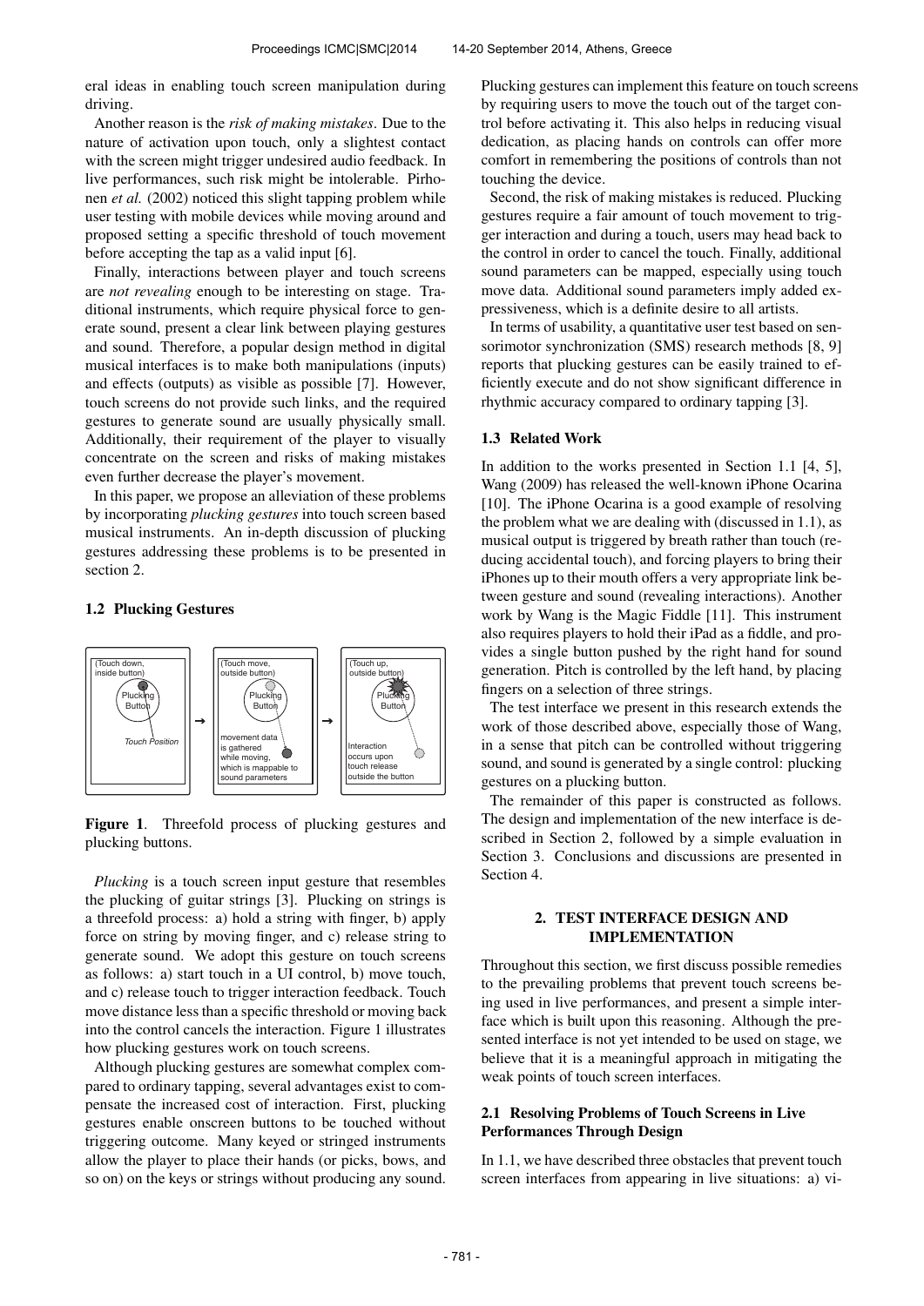eral ideas in enabling touch screen manipulation during driving.

Another reason is the *risk of making mistakes*. Due to the nature of activation upon touch, only a slightest contact with the screen might trigger undesired audio feedback. In live performances, such risk might be intolerable. Pirhonen *et al.* (2002) noticed this slight tapping problem while user testing with mobile devices while moving around and proposed setting a specific threshold of touch movement before accepting the tap as a valid input [6].

Finally, interactions between player and touch screens are *not revealing* enough to be interesting on stage. Traditional instruments, which require physical force to generate sound, present a clear link between playing gestures and sound. Therefore, a popular design method in digital musical interfaces is to make both manipulations (inputs) and effects (outputs) as visible as possible [7]. However, touch screens do not provide such links, and the required gestures to generate sound are usually physically small. Additionally, their requirement of the player to visually concentrate on the screen and risks of making mistakes even further decrease the player's movement.

In this paper, we propose an alleviation of these problems by incorporating *plucking gestures* into touch screen based musical instruments. An in-depth discussion of plucking gestures addressing these problems is to be presented in section 2.

### 1.2 Plucking Gestures

(Touch down, inside button) Plucking Button — Touch Position → (Touch move, outside button) Plucking Button — movement data is gathered while moving, which is mappable to sound parameters → (Touch up, outside button) Plucking Button — Interaction occurs upon touch release outside the button

**Figure 1**. Threefold process of plucking gestures and plucking buttons.

*Plucking* is a touch screen input gesture that resembles the plucking of guitar strings [3]. Plucking on strings is a threefold process: a) hold a string with finger, b) apply force on string by moving finger, and c) release string to generate sound. We adopt this gesture on touch screens as follows: a) start touch in a UI control, b) move touch, and c) release touch to trigger interaction feedback. Touch move distance less than a specific threshold or moving back into the control cancels the interaction. Figure 1 illustrates how plucking gestures work on touch screens.

Although plucking gestures are somewhat complex compared to ordinary tapping, several advantages exist to compensate the increased cost of interaction. First, plucking gestures enable onscreen buttons to be touched without triggering outcome. Many keyed or stringed instruments allow the player to place their hands (or picks, bows, and so on) on the keys or strings without producing any sound. Plucking gestures can implement this feature on touch screens by requiring users to move the touch out of the target control before activating it. This also helps in reducing visual dedication, as placing hands on controls can offer more comfort in remembering the positions of controls than not touching the device.

Second, the risk of making mistakes is reduced. Plucking gestures require a fair amount of touch movement to trigger interaction and during a touch, users may head back to the control in order to cancel the touch. Finally, additional sound parameters can be mapped, especially using touch move data. Additional sound parameters imply added expressiveness, which is a definite desire to all artists.

In terms of usability, a quantitative user test based on sensorimotor synchronization (SMS) research methods [8, 9] reports that plucking gestures can be easily trained to efficiently execute and do not show significant difference in rhythmic accuracy compared to ordinary tapping [3].

### 1.3 Related Work

In addition to the works presented in Section 1.1 [4, 5], Wang (2009) has released the well-known iPhone Ocarina [10]. The iPhone Ocarina is a good example of resolving the problem what we are dealing with (discussed in 1.1), as musical output is triggered by breath rather than touch (reducing accidental touch), and forcing players to bring their iPhones up to their mouth offers a very appropriate link between gesture and sound (revealing interactions). Another work by Wang is the Magic Fiddle [11]. This instrument also requires players to hold their iPad as a fiddle, and provides a single button pushed by the right hand for sound generation. Pitch is controlled by the left hand, by placing fingers on a selection of three strings.

The test interface we present in this research extends the work of those described above, especially those of Wang, in a sense that pitch can be controlled without triggering sound, and sound is generated by a single control: plucking gestures on a plucking button.

The remainder of this paper is constructed as follows. The design and implementation of the new interface is described in Section 2, followed by a simple evaluation in Section 3. Conclusions and discussions are presented in Section 4.

## 2. TEST INTERFACE DESIGN AND IMPLEMENTATION

Throughout this section, we first discuss possible remedies to the prevailing problems that prevent touch screens being used in live performances, and present a simple interface which is built upon this reasoning. Although the presented interface is not yet intended to be used on stage, we believe that it is a meaningful approach in mitigating the weak points of touch screen interfaces.

### 2.1 Resolving Problems of Touch Screens in Live Performances Through Design

In 1.1, we have described three obstacles that prevent touch screen interfaces from appearing in live situations: a) vi-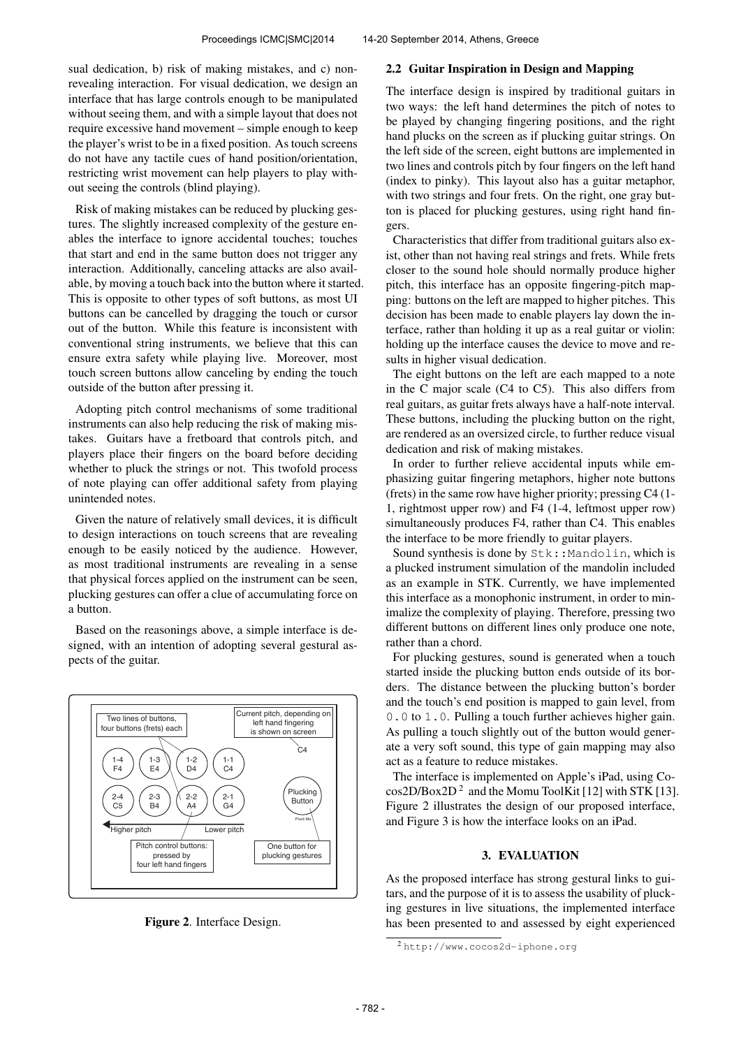sual dedication, b) risk of making mistakes, and c) non-revealing interaction. For visual dedication, we design an interface that has large controls enough to be manipulated without seeing them, and with a simple layout that does not require excessive hand movement – simple enough to keep the player's wrist to be in a fixed position. As touch screens do not have any tactile cues of hand position/orientation, restricting wrist movement can help players to play without seeing the controls (blind playing).

Risk of making mistakes can be reduced by plucking gestures. The slightly increased complexity of the gesture enables the interface to ignore accidental touches; touches that start and end in the same button does not trigger any interaction. Additionally, canceling attacks are also available, by moving a touch back into the button where it started. This is opposite to other types of soft buttons, as most UI buttons can be cancelled by dragging the touch or cursor out of the button. While this feature is inconsistent with conventional string instruments, we believe that this can ensure extra safety while playing live. Moreover, most touch screen buttons allow canceling by ending the touch outside of the button after pressing it.

Adopting pitch control mechanisms of some traditional instruments can also help reducing the risk of making mistakes. Guitars have a fretboard that controls pitch, and players place their fingers on the board before deciding whether to pluck the strings or not. This twofold process of note playing can offer additional safety from playing unintended notes.

Given the nature of relatively small devices, it is difficult to design interactions on touch screens that are revealing enough to be easily noticed by the audience. However, as most traditional instruments are revealing in a sense that physical forces applied on the instrument can be seen, plucking gestures can offer a clue of accumulating force on a button.

Based on the reasonings above, a simple interface is designed, with an intention of adopting several gestural aspects of the guitar.

**Figure 2**. Interface Design.

### 2.2 Guitar Inspiration in Design and Mapping

The interface design is inspired by traditional guitars in two ways: the left hand determines the pitch of notes to be played by changing fingering positions, and the right hand plucks on the screen as if plucking guitar strings. On the left side of the screen, eight buttons are implemented in two lines and controls pitch by four fingers on the left hand (index to pinky). This layout also has a guitar metaphor, with two strings and four frets. On the right, one gray button is placed for plucking gestures, using right hand fingers.

Characteristics that differ from traditional guitars also exist, other than not having real strings and frets. While frets closer to the sound hole should normally produce higher pitch, this interface has an opposite fingering-pitch mapping: buttons on the left are mapped to higher pitches. This decision has been made to enable players lay down the interface, rather than holding it up as a real guitar or violin: holding up the interface causes the device to move and results in higher visual dedication.

The eight buttons on the left are each mapped to a note in the C major scale (C4 to C5). This also differs from real guitars, as guitar frets always have a half-note interval. These buttons, including the plucking button on the right, are rendered as an oversized circle, to further reduce visual dedication and risk of making mistakes.

In order to further relieve accidental inputs while emphasizing guitar fingering metaphors, higher note buttons (frets) in the same row have higher priority; pressing C4 (1-1, rightmost upper row) and F4 (1-4, leftmost upper row) simultaneously produces F4, rather than C4. This enables the interface to be more friendly to guitar players.

Sound synthesis is done by `Stk::Mandolin`, which is a plucked instrument simulation of the mandolin included as an example in STK. Currently, we have implemented this interface as a monophonic instrument, in order to minimalize the complexity of playing. Therefore, pressing two different buttons on different lines only produce one note, rather than a chord.

For plucking gestures, sound is generated when a touch started inside the plucking button ends outside of its borders. The distance between the plucking button's border and the touch's end position is mapped to gain level, from `0.0` to `1.0`. Pulling a touch further achieves higher gain. As pulling a touch slightly out of the button would generate a very soft sound, this type of gain mapping may also act as a feature to reduce mistakes.

The interface is implemented on Apple's iPad, using Cocos2D/Box2D [2] and the Momu ToolKit [12] with STK [13]. Figure 2 illustrates the design of our proposed interface, and Figure 3 is how the interface looks on an iPad.

## 3. EVALUATION

As the proposed interface has strong gestural links to guitars, and the purpose of it is to assess the usability of plucking gestures in live situations, the implemented interface has been presented to and assessed by eight experienced

[2] http://www.cocos2d-iphone.org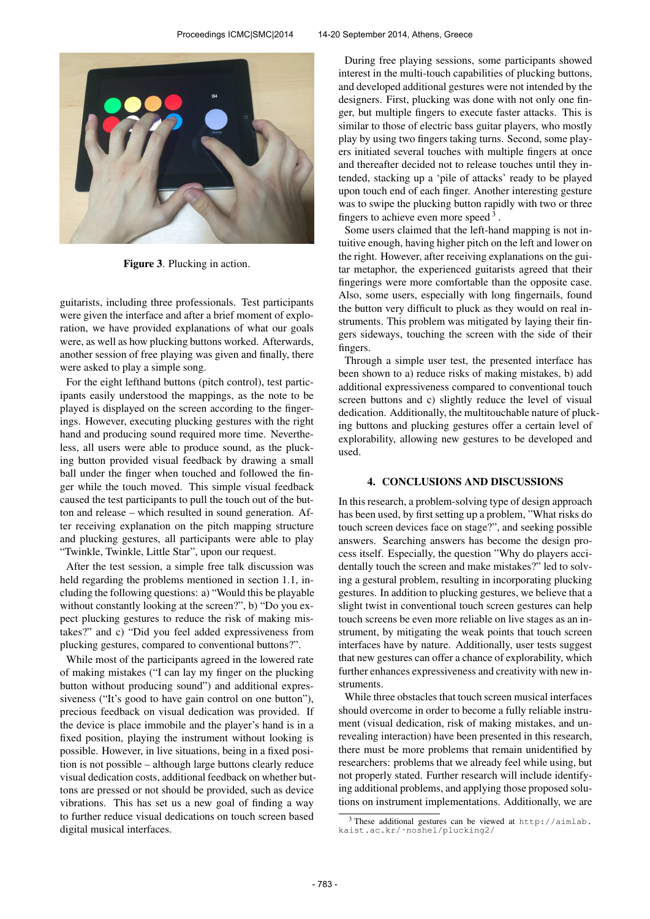**Figure 3**. Plucking in action.

guitarists, including three professionals. Test participants were given the interface and after a brief moment of exploration, we have provided explanations of what our goals were, as well as how plucking buttons worked. Afterwards, another session of free playing was given and finally, there were asked to play a simple song.

For the eight lefthand buttons (pitch control), test participants easily understood the mappings, as the note to be played is displayed on the screen according to the fingerings. However, executing plucking gestures with the right hand and producing sound required more time. Nevertheless, all users were able to produce sound, as the plucking button provided visual feedback by drawing a small ball under the finger when touched and followed the finger while the touch moved. This simple visual feedback caused the test participants to pull the touch out of the button and release – which resulted in sound generation. After receiving explanation on the pitch mapping structure and plucking gestures, all participants were able to play "Twinkle, Twinkle, Little Star", upon our request.

After the test session, a simple free talk discussion was held regarding the problems mentioned in section 1.1, including the following questions: a) "Would this be playable without constantly looking at the screen?", b) "Do you expect plucking gestures to reduce the risk of making mistakes?" and c) "Did you feel added expressiveness from plucking gestures, compared to conventional buttons?".

While most of the participants agreed in the lowered rate of making mistakes ("I can lay my finger on the plucking button without producing sound") and additional expressiveness ("It's good to have gain control on one button"), precious feedback on visual dedication was provided. If the device is place immobile and the player's hand is in a fixed position, playing the instrument without looking is possible. However, in live situations, being in a fixed position is not possible – although large buttons clearly reduce visual dedication costs, additional feedback on whether buttons are pressed or not should be provided, such as device vibrations. This has set us a new goal of finding a way to further reduce visual dedications on touch screen based digital musical interfaces.

During free playing sessions, some participants showed interest in the multi-touch capabilities of plucking buttons, and developed additional gestures were not intended by the designers. First, plucking was done with not only one finger, but multiple fingers to execute faster attacks. This is similar to those of electric bass guitar players, who mostly play by using two fingers taking turns. Second, some players initiated several touches with multiple fingers at once and thereafter decided not to release touches until they intended, stacking up a 'pile of attacks' ready to be played upon touch end of each finger. Another interesting gesture was to swipe the plucking button rapidly with two or three fingers to achieve even more speed [3].

Some users claimed that the left-hand mapping is not intuitive enough, having higher pitch on the left and lower on the right. However, after receiving explanations on the guitar metaphor, the experienced guitarists agreed that their fingerings were more comfortable than the opposite case. Also, some users, especially with long fingernails, found the button very difficult to pluck as they would on real instruments. This problem was mitigated by laying their fingers sideways, touching the screen with the side of their fingers.

Through a simple user test, the presented interface has been shown to a) reduce risks of making mistakes, b) add additional expressiveness compared to conventional touch screen buttons and c) slightly reduce the level of visual dedication. Additionally, the multitouchable nature of plucking buttons and plucking gestures offer a certain level of explorability, allowing new gestures to be developed and used.

## 4. CONCLUSIONS AND DISCUSSIONS

In this research, a problem-solving type of design approach has been used, by first setting up a problem, "What risks do touch screen devices face on stage?", and seeking possible answers. Searching answers has become the design process itself. Especially, the question "Why do players accidentally touch the screen and make mistakes?" led to solving a gestural problem, resulting in incorporating plucking gestures. In addition to plucking gestures, we believe that a slight twist in conventional touch screen gestures can help touch screens be even more reliable on live stages as an instrument, by mitigating the weak points that touch screen interfaces have by nature. Additionally, user tests suggest that new gestures can offer a chance of explorability, which further enhances expressiveness and creativity with new instruments.

While three obstacles that touch screen musical interfaces should overcome in order to become a fully reliable instrument (visual dedication, risk of making mistakes, and unrevealing interaction) have been presented in this research, there must be more problems that remain unidentified by researchers: problems that we already feel while using, but not properly stated. Further research will include identifying additional problems, and applying those proposed solutions on instrument implementations. Additionally, we are

[3] These additional gestures can be viewed at http://aimlab.kaist.ac.kr/~noshel/plucking2/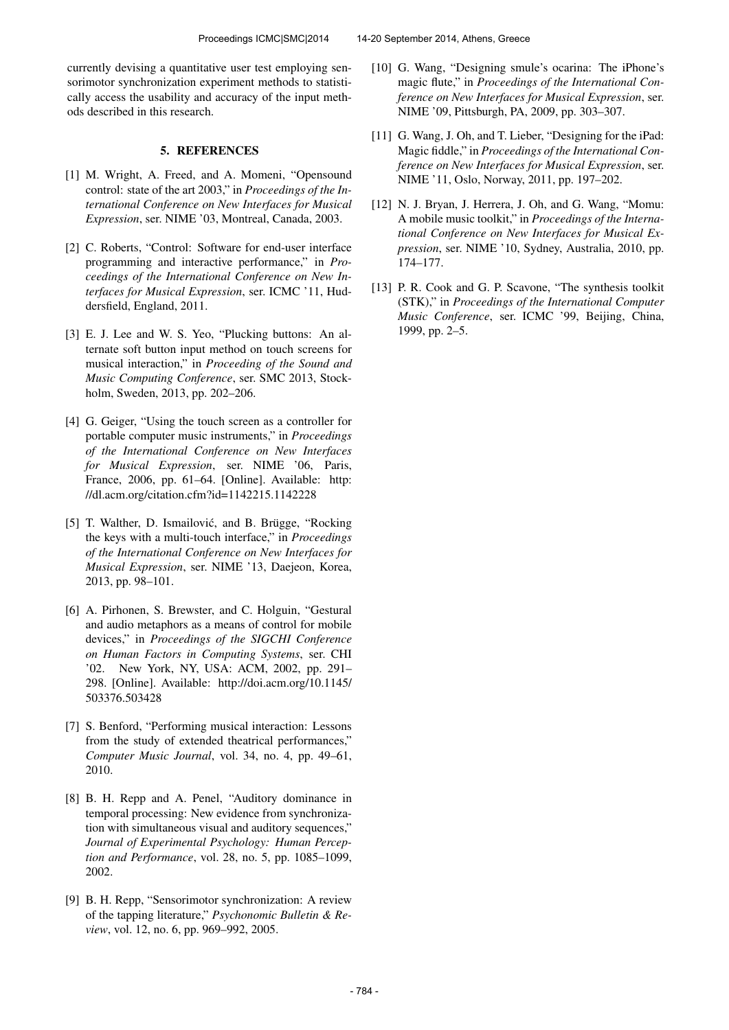currently devising a quantitative user test employing sensorimotor synchronization experiment methods to statistically access the usability and accuracy of the input methods described in this research.

## 5. REFERENCES

[1] M. Wright, A. Freed, and A. Momeni, "Opensound control: state of the art 2003," in *Proceedings of the International Conference on New Interfaces for Musical Expression*, ser. NIME '03, Montreal, Canada, 2003.

[2] C. Roberts, "Control: Software for end-user interface programming and interactive performance," in *Proceedings of the International Conference on New Interfaces for Musical Expression*, ser. ICMC '11, Huddersfield, England, 2011.

[3] E. J. Lee and W. S. Yeo, "Plucking buttons: An alternate soft button input method on touch screens for musical interaction," in *Proceeding of the Sound and Music Computing Conference*, ser. SMC 2013, Stockholm, Sweden, 2013, pp. 202–206.

[4] G. Geiger, "Using the touch screen as a controller for portable computer music instruments," in *Proceedings of the International Conference on New Interfaces for Musical Expression*, ser. NIME '06, Paris, France, 2006, pp. 61–64. [Online]. Available: http://dl.acm.org/citation.cfm?id=1142215.1142228

[5] T. Walther, D. Ismailović, and B. Brügge, "Rocking the keys with a multi-touch interface," in *Proceedings of the International Conference on New Interfaces for Musical Expression*, ser. NIME '13, Daejeon, Korea, 2013, pp. 98–101.

[6] A. Pirhonen, S. Brewster, and C. Holguin, "Gestural and audio metaphors as a means of control for mobile devices," in *Proceedings of the SIGCHI Conference on Human Factors in Computing Systems*, ser. CHI '02. New York, NY, USA: ACM, 2002, pp. 291–298. [Online]. Available: http://doi.acm.org/10.1145/503376.503428

[7] S. Benford, "Performing musical interaction: Lessons from the study of extended theatrical performances," *Computer Music Journal*, vol. 34, no. 4, pp. 49–61, 2010.

[8] B. H. Repp and A. Penel, "Auditory dominance in temporal processing: New evidence from synchronization with simultaneous visual and auditory sequences," *Journal of Experimental Psychology: Human Perception and Performance*, vol. 28, no. 5, pp. 1085–1099, 2002.

[9] B. H. Repp, "Sensorimotor synchronization: A review of the tapping literature," *Psychonomic Bulletin & Review*, vol. 12, no. 6, pp. 969–992, 2005.

[10] G. Wang, "Designing smule's ocarina: The iPhone's magic flute," in *Proceedings of the International Conference on New Interfaces for Musical Expression*, ser. NIME '09, Pittsburgh, PA, 2009, pp. 303–307.

[11] G. Wang, J. Oh, and T. Lieber, "Designing for the iPad: Magic fiddle," in *Proceedings of the International Conference on New Interfaces for Musical Expression*, ser. NIME '11, Oslo, Norway, 2011, pp. 197–202.

[12] N. J. Bryan, J. Herrera, J. Oh, and G. Wang, "Momu: A mobile music toolkit," in *Proceedings of the International Conference on New Interfaces for Musical Expression*, ser. NIME '10, Sydney, Australia, 2010, pp. 174–177.

[13] P. R. Cook and G. P. Scavone, "The synthesis toolkit (STK)," in *Proceedings of the International Computer Music Conference*, ser. ICMC '99, Beijing, China, 1999, pp. 2–5.